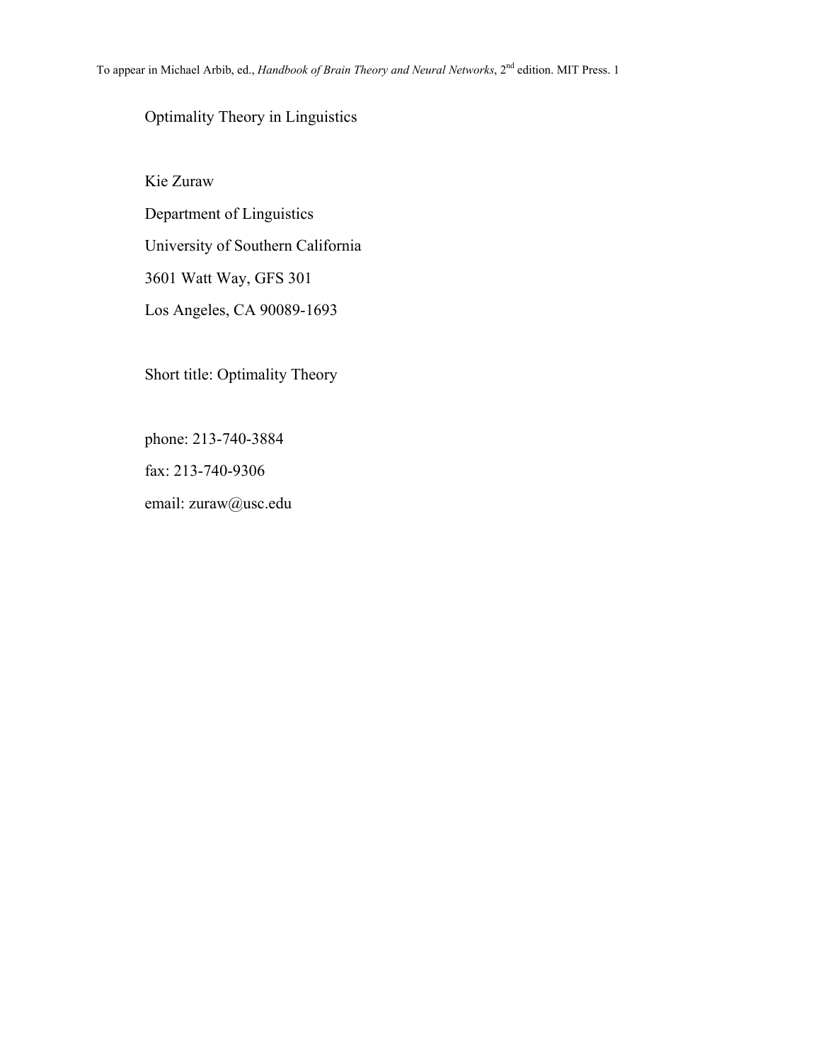To appear in Michael Arbib, ed., *Handbook of Brain Theory and Neural Networks*, 2nd edition. MIT Press.

# Optimality Theory in Linguistics

Kie Zuraw

Department of Linguistics

University of Southern California

3601 Watt Way, GFS 301

Los Angeles, CA 90089-1693

Short title: Optimality Theory

phone: 213-740-3884

fax: 213-740-9306

email: zuraw@usc.edu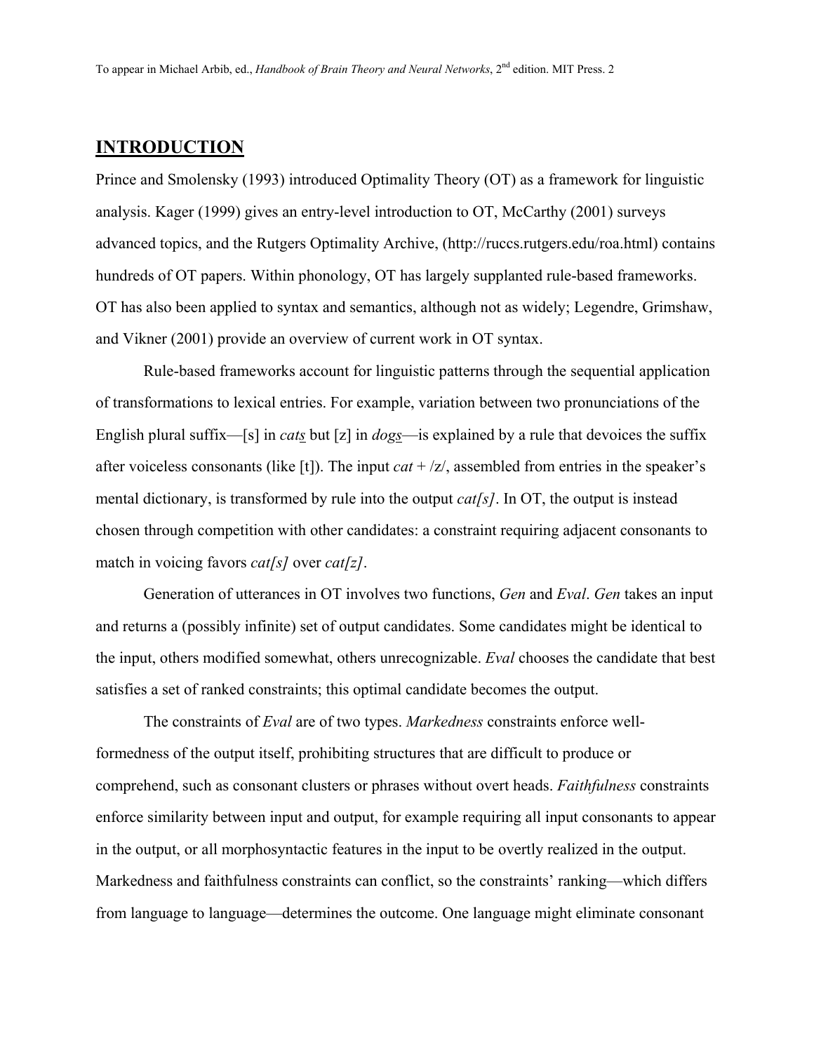## INTRODUCTION

Prince and Smolensky (1993) introduced Optimality Theory (OT) as a framework for linguistic analysis. Kager (1999) gives an entry-level introduction to OT, McCarthy (2001) surveys advanced topics, and the Rutgers Optimality Archive, (http://ruccs.rutgers.edu/roa.html) contains hundreds of OT papers. Within phonology, OT has largely supplanted rule-based frameworks. OT has also been applied to syntax and semantics, although not as widely; Legendre, Grimshaw, and Vikner (2001) provide an overview of current work in OT syntax.

Rule-based frameworks account for linguistic patterns through the sequential application of transformations to lexical entries. For example, variation between two pronunciations of the English plural suffix—[s] in *cats* but [z] in *dogs*—is explained by a rule that devoices the suffix after voiceless consonants (like [t]). The input *cat* + /z/, assembled from entries in the speaker's mental dictionary, is transformed by rule into the output *cat[s]*. In OT, the output is instead chosen through competition with other candidates: a constraint requiring adjacent consonants to match in voicing favors *cat[s]* over *cat[z]*.

Generation of utterances in OT involves two functions, *Gen* and *Eval*. *Gen* takes an input and returns a (possibly infinite) set of output candidates. Some candidates might be identical to the input, others modified somewhat, others unrecognizable. *Eval* chooses the candidate that best satisfies a set of ranked constraints; this optimal candidate becomes the output.

The constraints of *Eval* are of two types. *Markedness* constraints enforce well-formedness of the output itself, prohibiting structures that are difficult to produce or comprehend, such as consonant clusters or phrases without overt heads. *Faithfulness* constraints enforce similarity between input and output, for example requiring all input consonants to appear in the output, or all morphosyntactic features in the input to be overtly realized in the output. Markedness and faithfulness constraints can conflict, so the constraints' ranking—which differs from language to language—determines the outcome. One language might eliminate consonant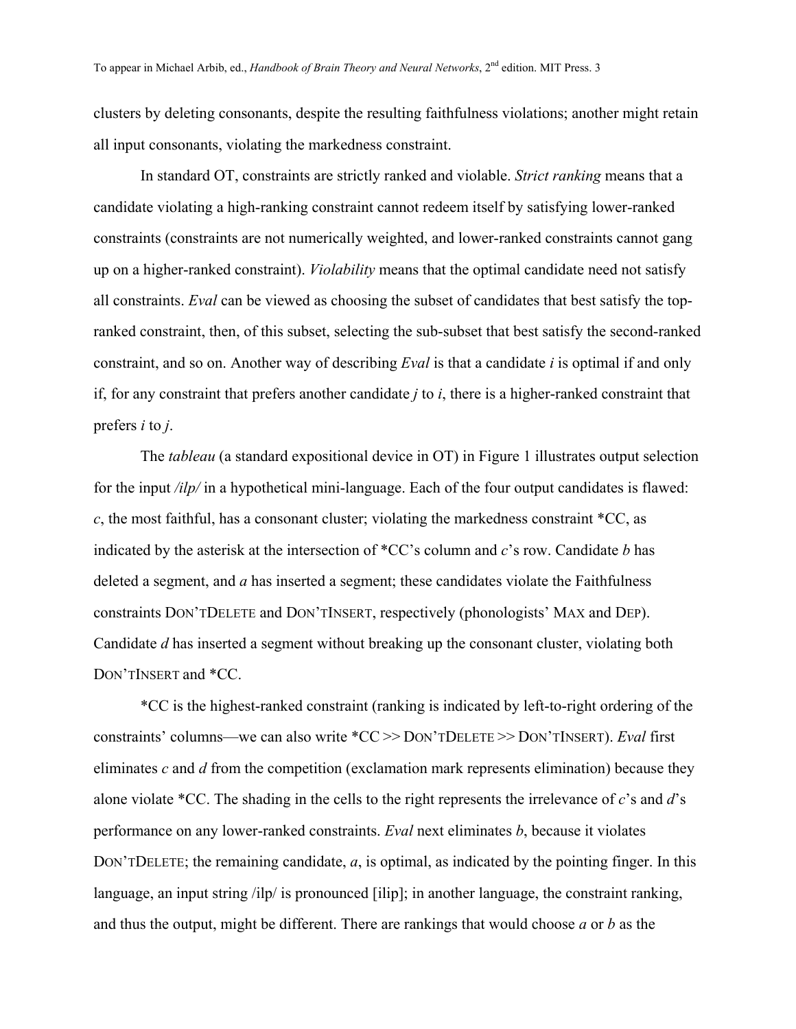clusters by deleting consonants, despite the resulting faithfulness violations; another might retain all input consonants, violating the markedness constraint.

In standard OT, constraints are strictly ranked and violable. *Strict ranking* means that a candidate violating a high-ranking constraint cannot redeem itself by satisfying lower-ranked constraints (constraints are not numerically weighted, and lower-ranked constraints cannot gang up on a higher-ranked constraint). *Violability* means that the optimal candidate need not satisfy all constraints. *Eval* can be viewed as choosing the subset of candidates that best satisfy the top-ranked constraint, then, of this subset, selecting the sub-subset that best satisfy the second-ranked constraint, and so on. Another way of describing *Eval* is that a candidate *i* is optimal if and only if, for any constraint that prefers another candidate *j* to *i*, there is a higher-ranked constraint that prefers *i* to *j*.

The *tableau* (a standard expositional device in OT) in Figure 1 illustrates output selection for the input */ilp/* in a hypothetical mini-language. Each of the four output candidates is flawed: *c*, the most faithful, has a consonant cluster; violating the markedness constraint *CC, as indicated by the asterisk at the intersection of *CC's column and *c*'s row. Candidate *b* has deleted a segment, and *a* has inserted a segment; these candidates violate the Faithfulness constraints DON'TDELETE and DON'TINSERT, respectively (phonologists' MAX and DEP). Candidate *d* has inserted a segment without breaking up the consonant cluster, violating both DON'TINSERT and *CC.

*CC is the highest-ranked constraint (ranking is indicated by left-to-right ordering of the constraints' columns—we can also write *CC >> DON'TDELETE >> DON'TINSERT). *Eval* first eliminates *c* and *d* from the competition (exclamation mark represents elimination) because they alone violate *CC. The shading in the cells to the right represents the irrelevance of *c*'s and *d*'s performance on any lower-ranked constraints. *Eval* next eliminates *b*, because it violates DON'TDELETE; the remaining candidate, *a*, is optimal, as indicated by the pointing finger. In this language, an input string /ilp/ is pronounced [ilip]; in another language, the constraint ranking, and thus the output, might be different. There are rankings that would choose *a* or *b* as the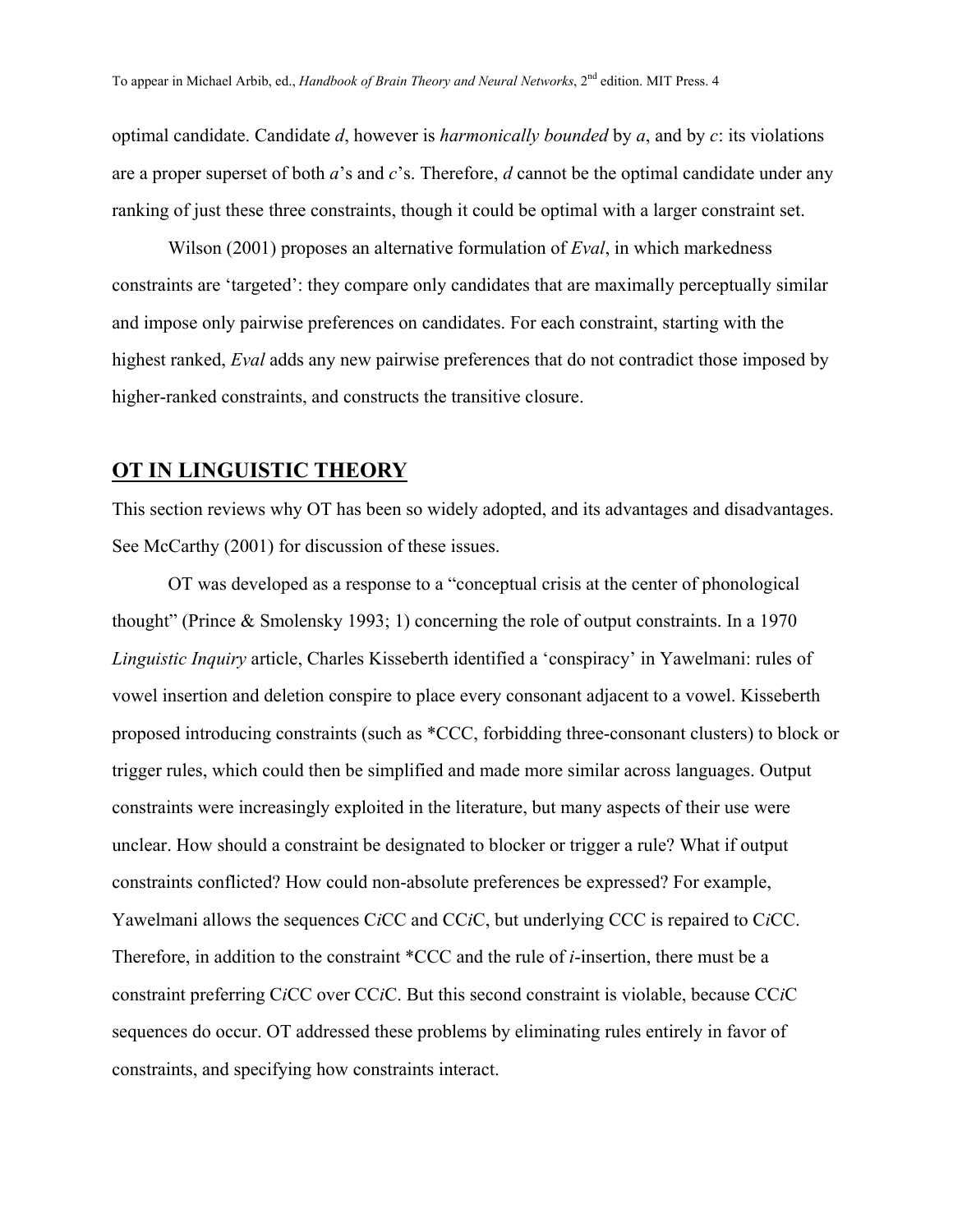optimal candidate. Candidate *d*, however is *harmonically bounded* by *a*, and by *c*: its violations are a proper superset of both *a*'s and *c*'s. Therefore, *d* cannot be the optimal candidate under any ranking of just these three constraints, though it could be optimal with a larger constraint set.

Wilson (2001) proposes an alternative formulation of *Eval*, in which markedness constraints are 'targeted': they compare only candidates that are maximally perceptually similar and impose only pairwise preferences on candidates. For each constraint, starting with the highest ranked, *Eval* adds any new pairwise preferences that do not contradict those imposed by higher-ranked constraints, and constructs the transitive closure.

## OT IN LINGUISTIC THEORY

This section reviews why OT has been so widely adopted, and its advantages and disadvantages. See McCarthy (2001) for discussion of these issues.

OT was developed as a response to a "conceptual crisis at the center of phonological thought" (Prince & Smolensky 1993; 1) concerning the role of output constraints. In a 1970 *Linguistic Inquiry* article, Charles Kisseberth identified a 'conspiracy' in Yawelmani: rules of vowel insertion and deletion conspire to place every consonant adjacent to a vowel. Kisseberth proposed introducing constraints (such as *CCC, forbidding three-consonant clusters) to block or trigger rules, which could then be simplified and made more similar across languages. Output constraints were increasingly exploited in the literature, but many aspects of their use were unclear. How should a constraint be designated to blocker or trigger a rule? What if output constraints conflicted? How could non-absolute preferences be expressed? For example, Yawelmani allows the sequences C*i*CC and CC*i*C, but underlying CCC is repaired to C*i*CC. Therefore, in addition to the constraint *CCC and the rule of *i*-insertion, there must be a constraint preferring C*i*CC over CC*i*C. But this second constraint is violable, because CC*i*C sequences do occur. OT addressed these problems by eliminating rules entirely in favor of constraints, and specifying how constraints interact.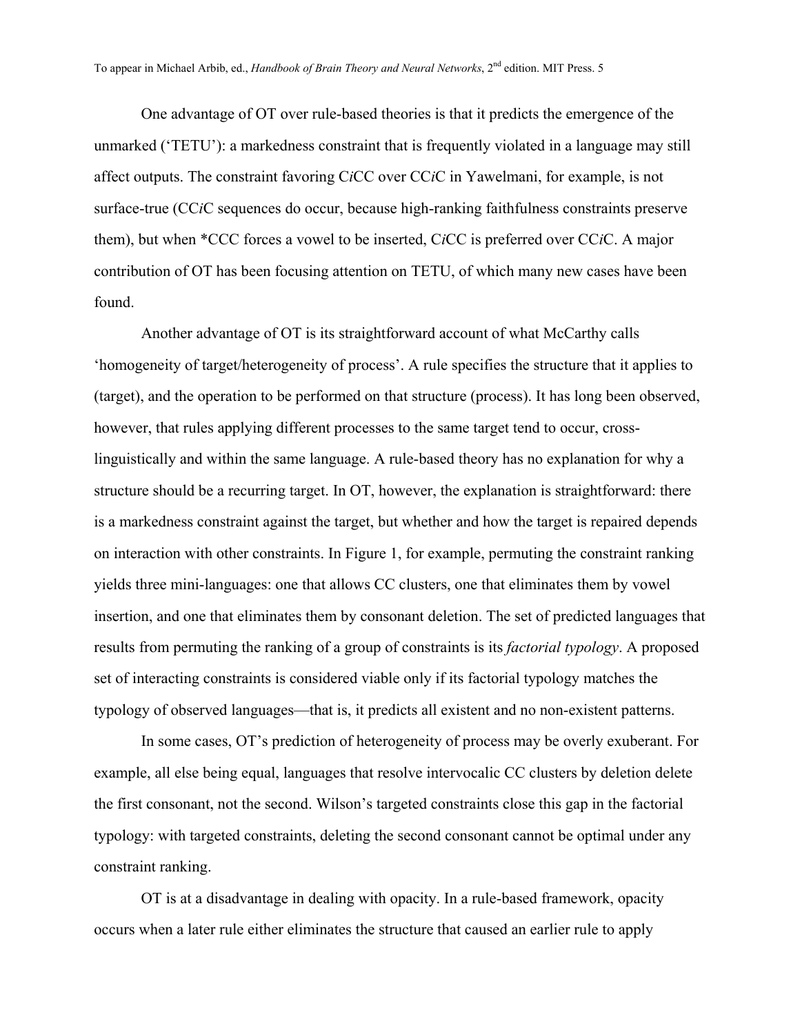One advantage of OT over rule-based theories is that it predicts the emergence of the unmarked ('TETU'): a markedness constraint that is frequently violated in a language may still affect outputs. The constraint favoring C*i*CC over CC*i*C in Yawelmani, for example, is not surface-true (CC*i*C sequences do occur, because high-ranking faithfulness constraints preserve them), but when *CCC forces a vowel to be inserted, C*i*CC is preferred over CC*i*C. A major contribution of OT has been focusing attention on TETU, of which many new cases have been found.

Another advantage of OT is its straightforward account of what McCarthy calls 'homogeneity of target/heterogeneity of process'. A rule specifies the structure that it applies to (target), and the operation to be performed on that structure (process). It has long been observed, however, that rules applying different processes to the same target tend to occur, cross-linguistically and within the same language. A rule-based theory has no explanation for why a structure should be a recurring target. In OT, however, the explanation is straightforward: there is a markedness constraint against the target, but whether and how the target is repaired depends on interaction with other constraints. In Figure 1, for example, permuting the constraint ranking yields three mini-languages: one that allows CC clusters, one that eliminates them by vowel insertion, and one that eliminates them by consonant deletion. The set of predicted languages that results from permuting the ranking of a group of constraints is its *factorial typology*. A proposed set of interacting constraints is considered viable only if its factorial typology matches the typology of observed languages—that is, it predicts all existent and no non-existent patterns.

In some cases, OT's prediction of heterogeneity of process may be overly exuberant. For example, all else being equal, languages that resolve intervocalic CC clusters by deletion delete the first consonant, not the second. Wilson's targeted constraints close this gap in the factorial typology: with targeted constraints, deleting the second consonant cannot be optimal under any constraint ranking.

OT is at a disadvantage in dealing with opacity. In a rule-based framework, opacity occurs when a later rule either eliminates the structure that caused an earlier rule to apply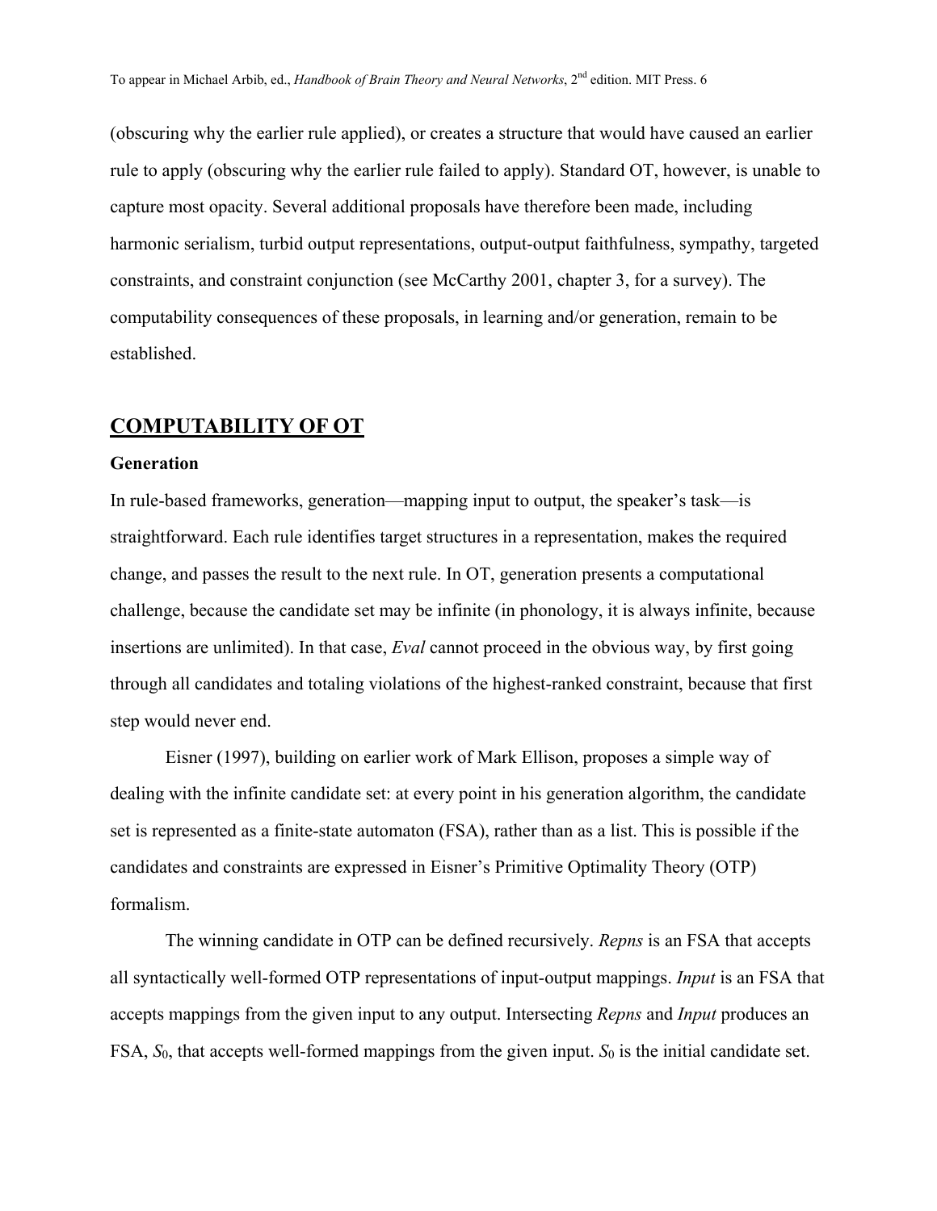(obscuring why the earlier rule applied), or creates a structure that would have caused an earlier rule to apply (obscuring why the earlier rule failed to apply). Standard OT, however, is unable to capture most opacity. Several additional proposals have therefore been made, including harmonic serialism, turbid output representations, output-output faithfulness, sympathy, targeted constraints, and constraint conjunction (see McCarthy 2001, chapter 3, for a survey). The computability consequences of these proposals, in learning and/or generation, remain to be established.

## COMPUTABILITY OF OT

### Generation

In rule-based frameworks, generation—mapping input to output, the speaker's task—is straightforward. Each rule identifies target structures in a representation, makes the required change, and passes the result to the next rule. In OT, generation presents a computational challenge, because the candidate set may be infinite (in phonology, it is always infinite, because insertions are unlimited). In that case, *Eval* cannot proceed in the obvious way, by first going through all candidates and totaling violations of the highest-ranked constraint, because that first step would never end.

Eisner (1997), building on earlier work of Mark Ellison, proposes a simple way of dealing with the infinite candidate set: at every point in his generation algorithm, the candidate set is represented as a finite-state automaton (FSA), rather than as a list. This is possible if the candidates and constraints are expressed in Eisner's Primitive Optimality Theory (OTP) formalism.

The winning candidate in OTP can be defined recursively. *Repns* is an FSA that accepts all syntactically well-formed OTP representations of input-output mappings. *Input* is an FSA that accepts mappings from the given input to any output. Intersecting *Repns* and *Input* produces an FSA, $S_0$, that accepts well-formed mappings from the given input. $S_0$ is the initial candidate set.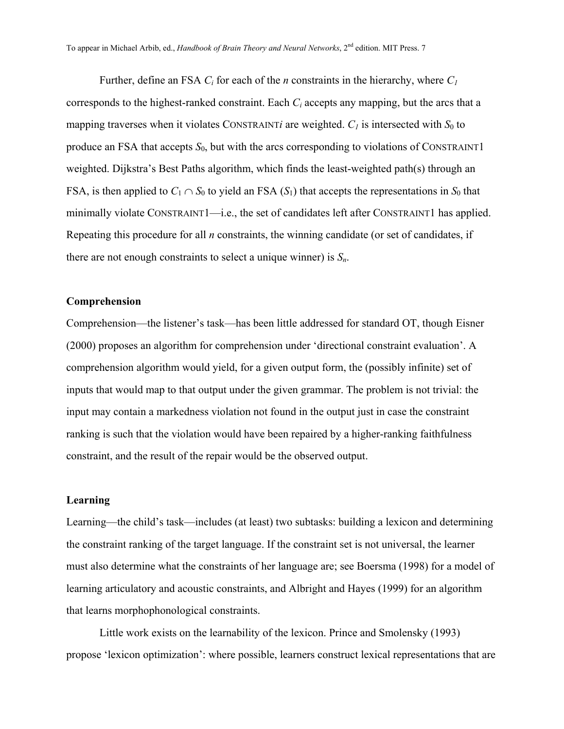Further, define an FSA $C_i$ for each of the $n$ constraints in the hierarchy, where $C_1$ corresponds to the highest-ranked constraint. Each $C_i$ accepts any mapping, but the arcs that a mapping traverses when it violates CONSTRAINT*i* are weighted. $C_1$ is intersected with $S_0$ to produce an FSA that accepts $S_0$, but with the arcs corresponding to violations of CONSTRAINT1 weighted. Dijkstra's Best Paths algorithm, which finds the least-weighted path(s) through an FSA, is then applied to $C_1 \cap S_0$ to yield an FSA ($S_1$) that accepts the representations in $S_0$ that minimally violate CONSTRAINT1—i.e., the set of candidates left after CONSTRAINT1 has applied. Repeating this procedure for all $n$ constraints, the winning candidate (or set of candidates, if there are not enough constraints to select a unique winner) is $S_n$.

**Comprehension**

Comprehension—the listener's task—has been little addressed for standard OT, though Eisner (2000) proposes an algorithm for comprehension under 'directional constraint evaluation'. A comprehension algorithm would yield, for a given output form, the (possibly infinite) set of inputs that would map to that output under the given grammar. The problem is not trivial: the input may contain a markedness violation not found in the output just in case the constraint ranking is such that the violation would have been repaired by a higher-ranking faithfulness constraint, and the result of the repair would be the observed output.

**Learning**

Learning—the child's task—includes (at least) two subtasks: building a lexicon and determining the constraint ranking of the target language. If the constraint set is not universal, the learner must also determine what the constraints of her language are; see Boersma (1998) for a model of learning articulatory and acoustic constraints, and Albright and Hayes (1999) for an algorithm that learns morphophonological constraints.

Little work exists on the learnability of the lexicon. Prince and Smolensky (1993) propose 'lexicon optimization': where possible, learners construct lexical representations that are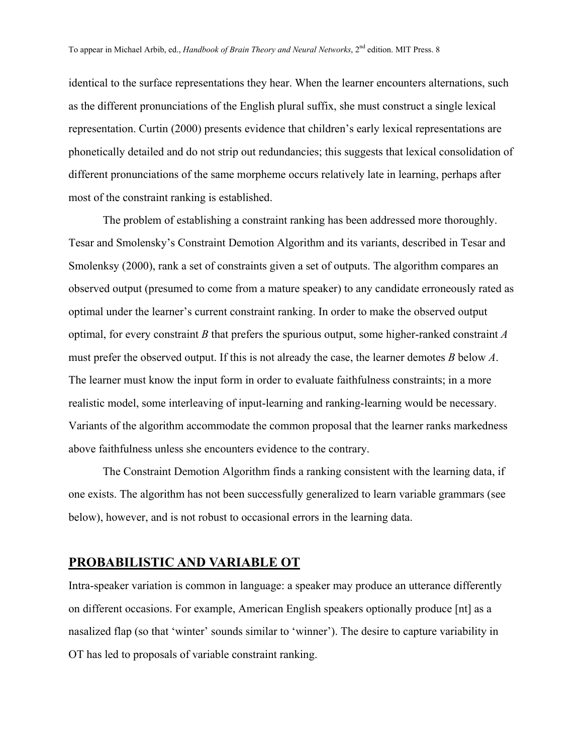identical to the surface representations they hear. When the learner encounters alternations, such as the different pronunciations of the English plural suffix, she must construct a single lexical representation. Curtin (2000) presents evidence that children's early lexical representations are phonetically detailed and do not strip out redundancies; this suggests that lexical consolidation of different pronunciations of the same morpheme occurs relatively late in learning, perhaps after most of the constraint ranking is established.

The problem of establishing a constraint ranking has been addressed more thoroughly. Tesar and Smolensky's Constraint Demotion Algorithm and its variants, described in Tesar and Smolenksy (2000), rank a set of constraints given a set of outputs. The algorithm compares an observed output (presumed to come from a mature speaker) to any candidate erroneously rated as optimal under the learner's current constraint ranking. In order to make the observed output optimal, for every constraint *B* that prefers the spurious output, some higher-ranked constraint *A* must prefer the observed output. If this is not already the case, the learner demotes *B* below *A*. The learner must know the input form in order to evaluate faithfulness constraints; in a more realistic model, some interleaving of input-learning and ranking-learning would be necessary. Variants of the algorithm accommodate the common proposal that the learner ranks markedness above faithfulness unless she encounters evidence to the contrary.

The Constraint Demotion Algorithm finds a ranking consistent with the learning data, if one exists. The algorithm has not been successfully generalized to learn variable grammars (see below), however, and is not robust to occasional errors in the learning data.

## PROBABILISTIC AND VARIABLE OT

Intra-speaker variation is common in language: a speaker may produce an utterance differently on different occasions. For example, American English speakers optionally produce [nt] as a nasalized flap (so that 'winter' sounds similar to 'winner'). The desire to capture variability in OT has led to proposals of variable constraint ranking.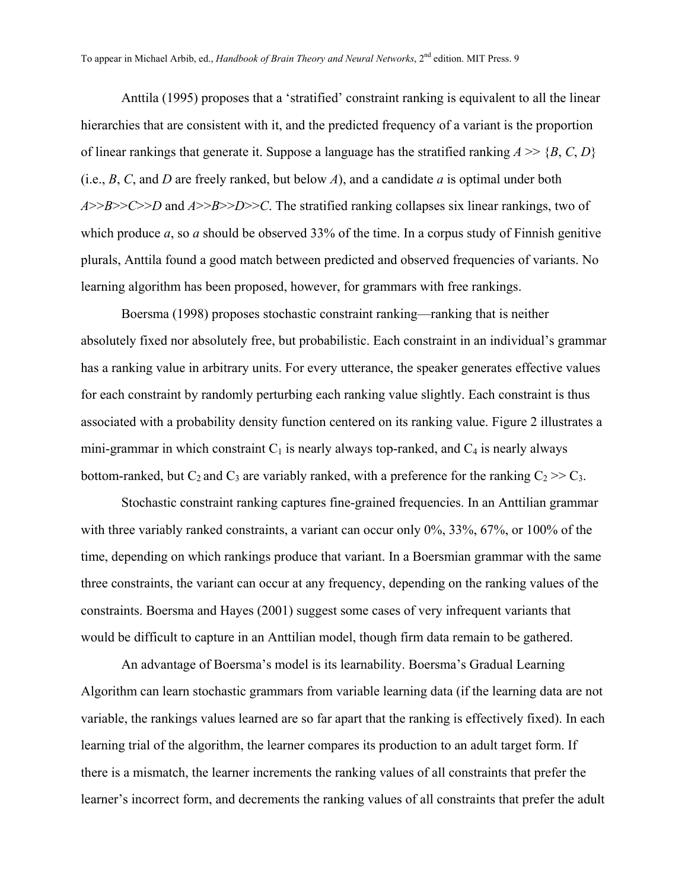Anttila (1995) proposes that a 'stratified' constraint ranking is equivalent to all the linear hierarchies that are consistent with it, and the predicted frequency of a variant is the proportion of linear rankings that generate it. Suppose a language has the stratified ranking *A* >> {*B*, *C*, *D*} (i.e., *B*, *C*, and *D* are freely ranked, but below *A*), and a candidate *a* is optimal under both *A*>>*B*>>*C*>>*D* and *A*>>*B*>>*D*>>*C*. The stratified ranking collapses six linear rankings, two of which produce *a*, so *a* should be observed 33% of the time. In a corpus study of Finnish genitive plurals, Anttila found a good match between predicted and observed frequencies of variants. No learning algorithm has been proposed, however, for grammars with free rankings.

Boersma (1998) proposes stochastic constraint ranking—ranking that is neither absolutely fixed nor absolutely free, but probabilistic. Each constraint in an individual's grammar has a ranking value in arbitrary units. For every utterance, the speaker generates effective values for each constraint by randomly perturbing each ranking value slightly. Each constraint is thus associated with a probability density function centered on its ranking value. Figure 2 illustrates a mini-grammar in which constraint $C_1$ is nearly always top-ranked, and $C_4$ is nearly always bottom-ranked, but $C_2$ and $C_3$ are variably ranked, with a preference for the ranking $C_2 >> C_3$.

Stochastic constraint ranking captures fine-grained frequencies. In an Anttilian grammar with three variably ranked constraints, a variant can occur only 0%, 33%, 67%, or 100% of the time, depending on which rankings produce that variant. In a Boersmian grammar with the same three constraints, the variant can occur at any frequency, depending on the ranking values of the constraints. Boersma and Hayes (2001) suggest some cases of very infrequent variants that would be difficult to capture in an Anttilian model, though firm data remain to be gathered.

An advantage of Boersma's model is its learnability. Boersma's Gradual Learning Algorithm can learn stochastic grammars from variable learning data (if the learning data are not variable, the rankings values learned are so far apart that the ranking is effectively fixed). In each learning trial of the algorithm, the learner compares its production to an adult target form. If there is a mismatch, the learner increments the ranking values of all constraints that prefer the learner's incorrect form, and decrements the ranking values of all constraints that prefer the adult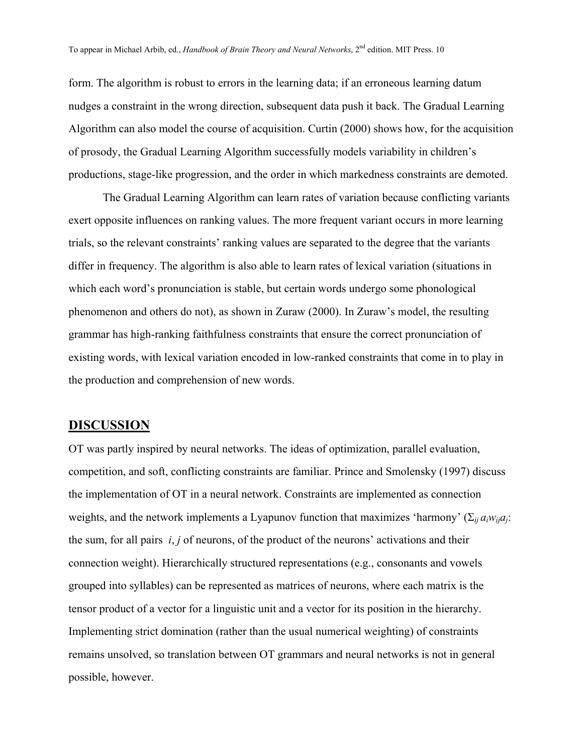form. The algorithm is robust to errors in the learning data; if an erroneous learning datum nudges a constraint in the wrong direction, subsequent data push it back. The Gradual Learning Algorithm can also model the course of acquisition. Curtin (2000) shows how, for the acquisition of prosody, the Gradual Learning Algorithm successfully models variability in children's productions, stage-like progression, and the order in which markedness constraints are demoted.

The Gradual Learning Algorithm can learn rates of variation because conflicting variants exert opposite influences on ranking values. The more frequent variant occurs in more learning trials, so the relevant constraints' ranking values are separated to the degree that the variants differ in frequency. The algorithm is also able to learn rates of lexical variation (situations in which each word's pronunciation is stable, but certain words undergo some phonological phenomenon and others do not), as shown in Zuraw (2000). In Zuraw's model, the resulting grammar has high-ranking faithfulness constraints that ensure the correct pronunciation of existing words, with lexical variation encoded in low-ranked constraints that come in to play in the production and comprehension of new words.

## DISCUSSION

OT was partly inspired by neural networks. The ideas of optimization, parallel evaluation, competition, and soft, conflicting constraints are familiar. Prince and Smolensky (1997) discuss the implementation of OT in a neural network. Constraints are implemented as connection weights, and the network implements a Lyapunov function that maximizes 'harmony' ($\Sigma_{ij}\, a_i w_{ij} a_j$: the sum, for all pairs $i$, $j$ of neurons, of the product of the neurons' activations and their connection weight). Hierarchically structured representations (e.g., consonants and vowels grouped into syllables) can be represented as matrices of neurons, where each matrix is the tensor product of a vector for a linguistic unit and a vector for its position in the hierarchy. Implementing strict domination (rather than the usual numerical weighting) of constraints remains unsolved, so translation between OT grammars and neural networks is not in general possible, however.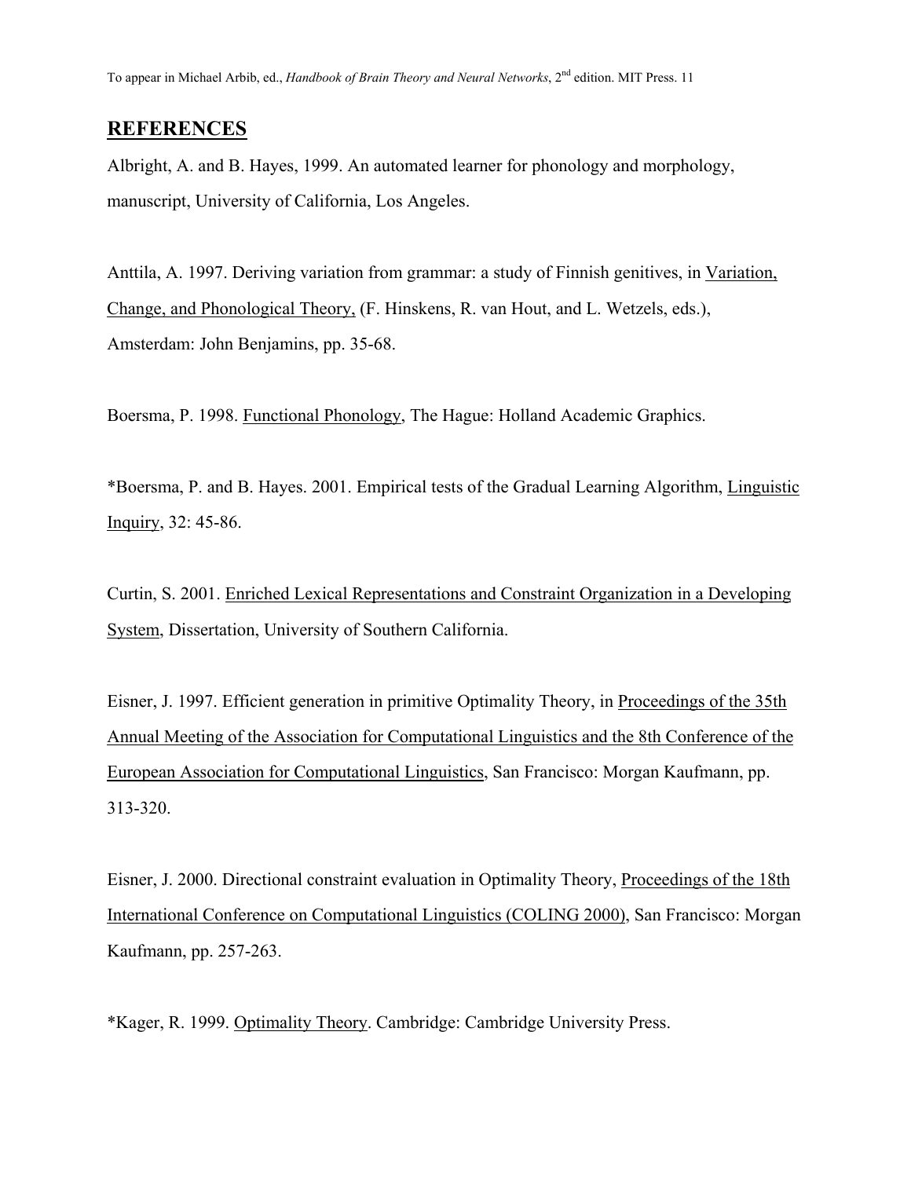## REFERENCES

Albright, A. and B. Hayes, 1999. An automated learner for phonology and morphology, manuscript, University of California, Los Angeles.

Anttila, A. 1997. Deriving variation from grammar: a study of Finnish genitives, in Variation, Change, and Phonological Theory, (F. Hinskens, R. van Hout, and L. Wetzels, eds.), Amsterdam: John Benjamins, pp. 35-68.

Boersma, P. 1998. Functional Phonology, The Hague: Holland Academic Graphics.

*Boersma, P. and B. Hayes. 2001. Empirical tests of the Gradual Learning Algorithm, Linguistic Inquiry, 32: 45-86.

Curtin, S. 2001. Enriched Lexical Representations and Constraint Organization in a Developing System, Dissertation, University of Southern California.

Eisner, J. 1997. Efficient generation in primitive Optimality Theory, in Proceedings of the 35th Annual Meeting of the Association for Computational Linguistics and the 8th Conference of the European Association for Computational Linguistics, San Francisco: Morgan Kaufmann, pp. 313-320.

Eisner, J. 2000. Directional constraint evaluation in Optimality Theory, Proceedings of the 18th International Conference on Computational Linguistics (COLING 2000), San Francisco: Morgan Kaufmann, pp. 257-263.

*Kager, R. 1999. Optimality Theory. Cambridge: Cambridge University Press.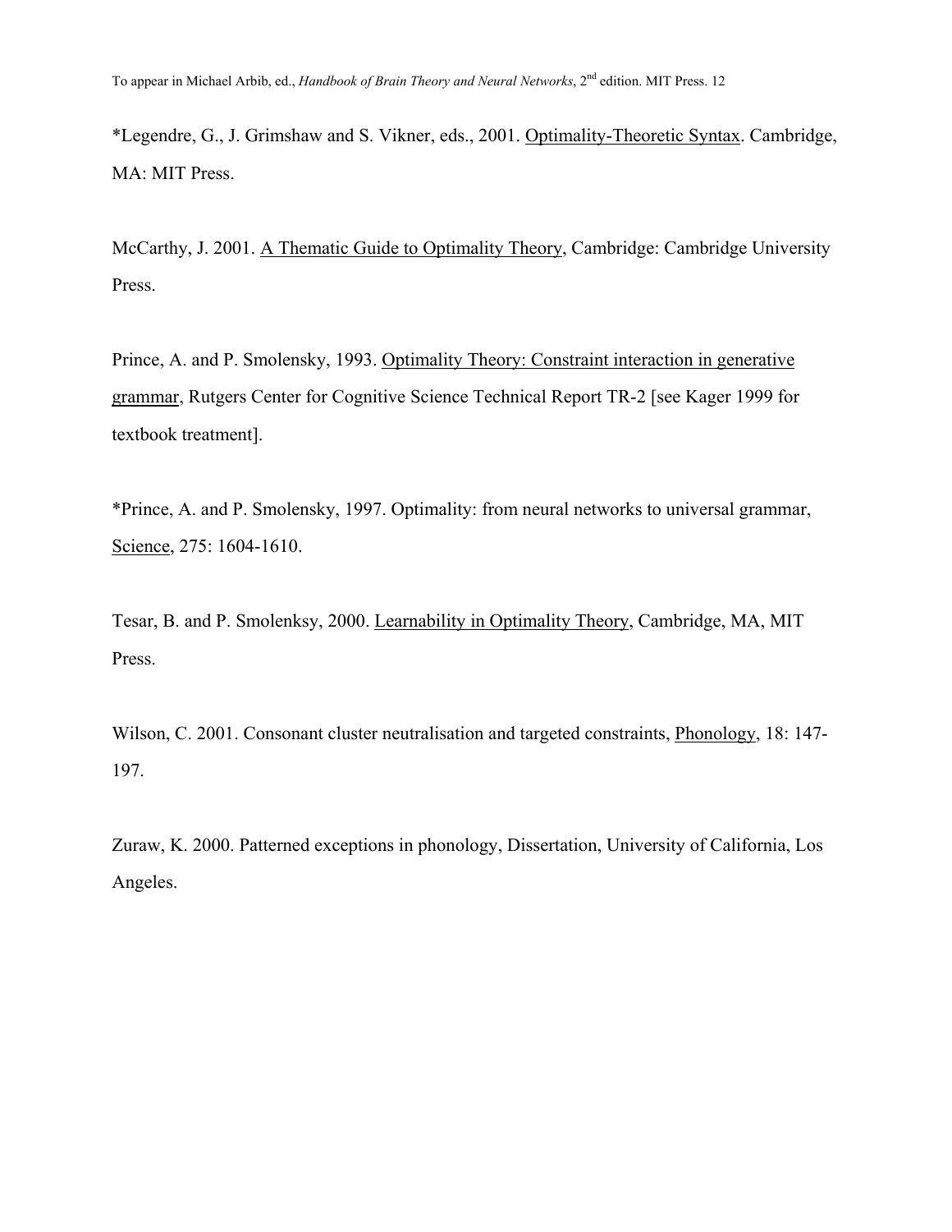*Legendre, G., J. Grimshaw and S. Vikner, eds., 2001. Optimality-Theoretic Syntax. Cambridge, MA: MIT Press.

McCarthy, J. 2001. A Thematic Guide to Optimality Theory, Cambridge: Cambridge University Press.

Prince, A. and P. Smolensky, 1993. Optimality Theory: Constraint interaction in generative grammar, Rutgers Center for Cognitive Science Technical Report TR-2 [see Kager 1999 for textbook treatment].

*Prince, A. and P. Smolensky, 1997. Optimality: from neural networks to universal grammar, Science, 275: 1604-1610.

Tesar, B. and P. Smolenksy, 2000. Learnability in Optimality Theory, Cambridge, MA, MIT Press.

Wilson, C. 2001. Consonant cluster neutralisation and targeted constraints, Phonology, 18: 147-197.

Zuraw, K. 2000. Patterned exceptions in phonology, Dissertation, University of California, Los Angeles.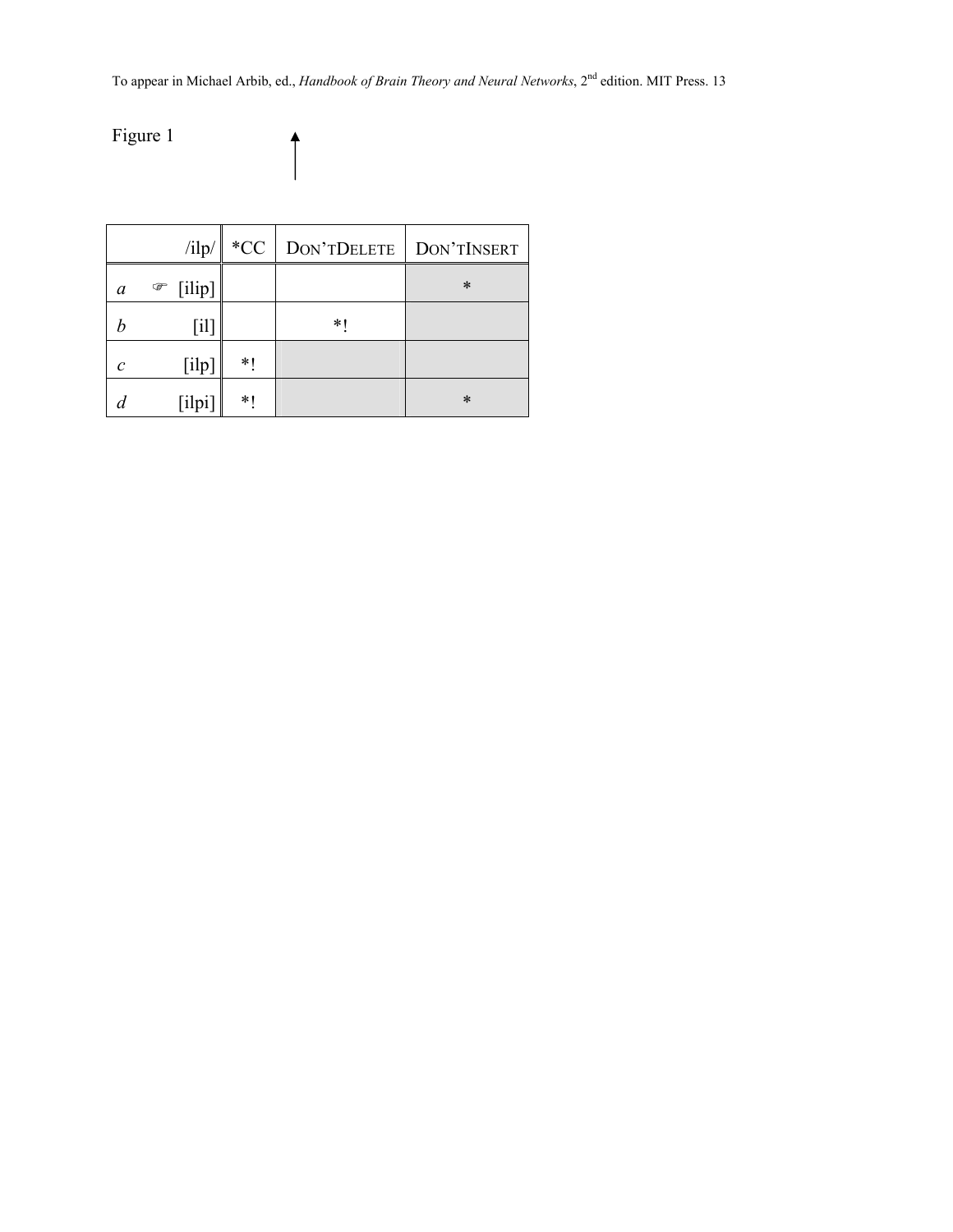Figure 1

|  | /ilp/ | *CC | DON'TDELETE | DON'TINSERT |
|---|---|---|---|---|
| *a* | ☞ [ilip] |  |  | * |
| *b* | [il] |  | *! |  |
| *c* | [ilp] | *! |  |  |
| *d* | [ilpi] | *! |  | * |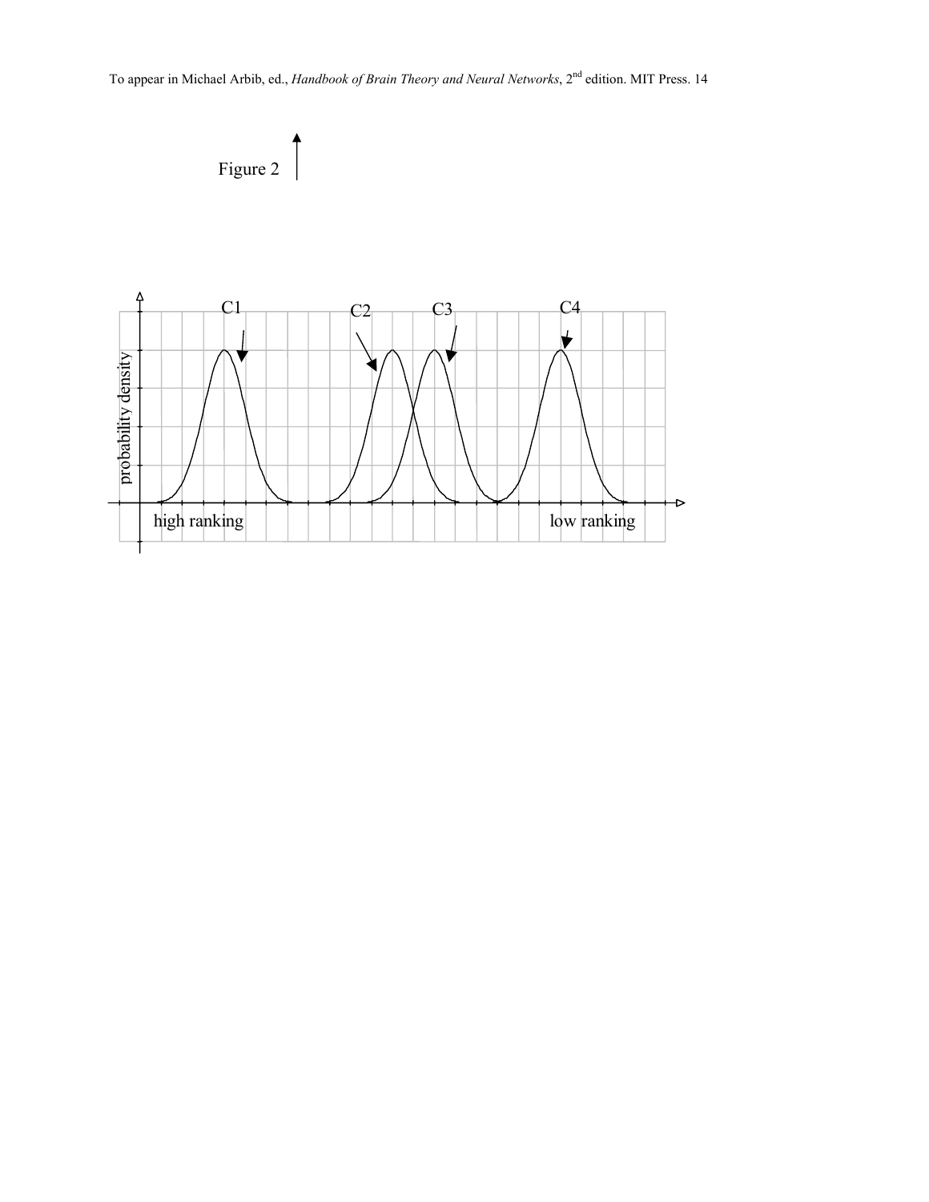Figure 2 ↑

probability density

C1 C2 C3 C4

high ranking low ranking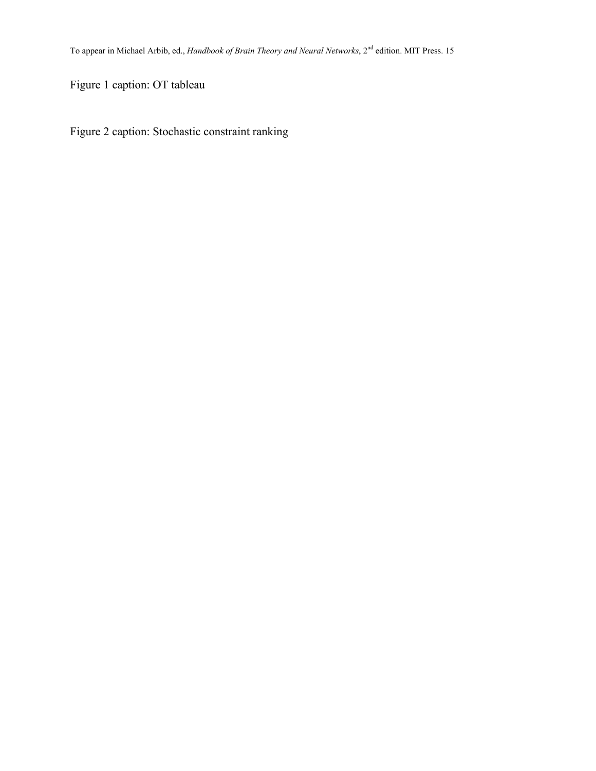Figure 1 caption: OT tableau

Figure 2 caption: Stochastic constraint ranking